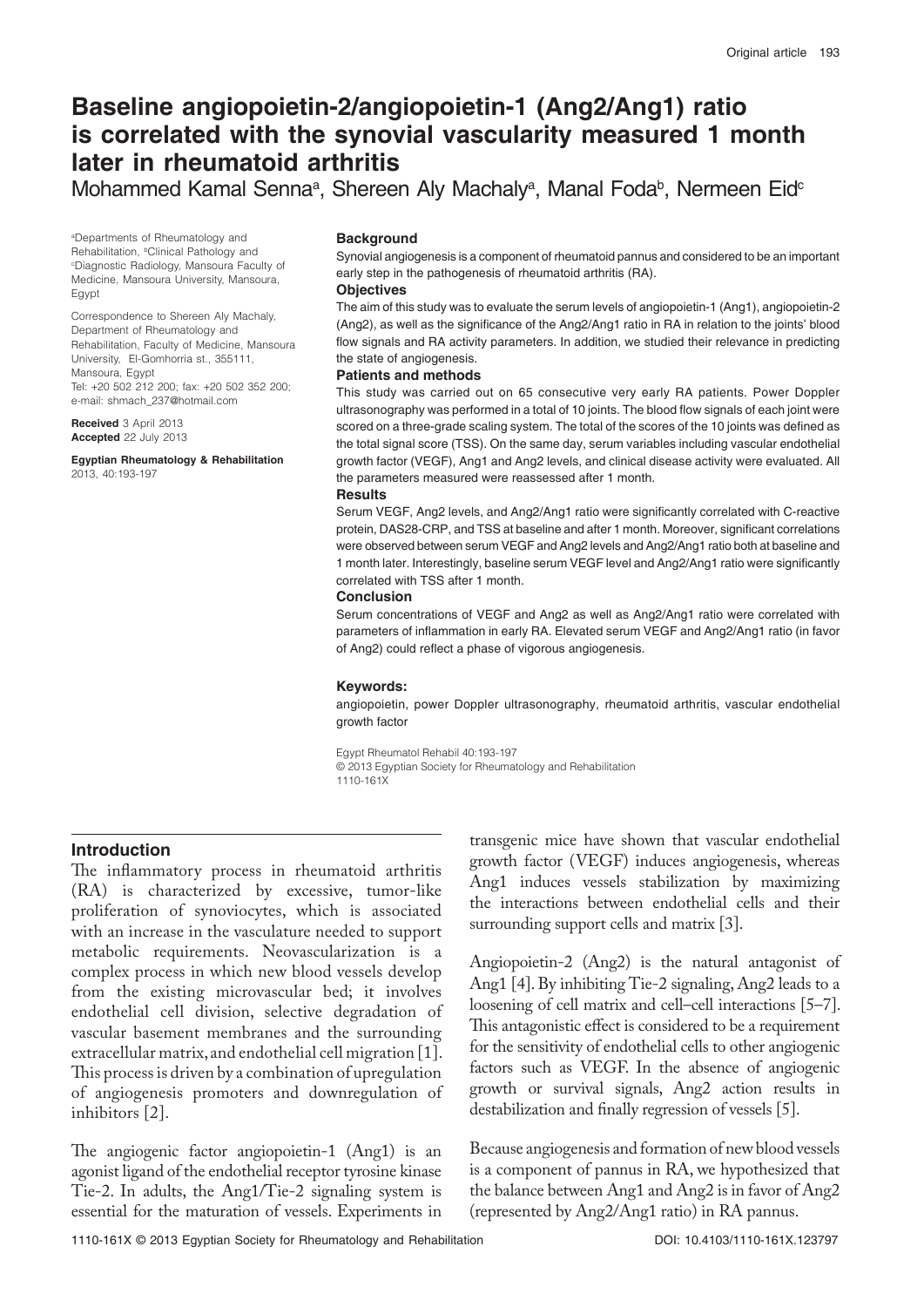# Baseline angiopoietin-2/angiopoietin-1 (Ang2/Ang1) ratio is correlated with the synovial vascularity measured 1 month later in rheumatoid arthritis

Mohammed Kamal Senna[a], Shereen Aly Machaly[a], Manal Foda[b], Nermeen Eid[c]

[a]Departments of Rheumatology and Rehabilitation, [b]Clinical Pathology and [c]Diagnostic Radiology, Mansoura Faculty of Medicine, Mansoura University, Mansoura, Egypt

Correspondence to Shereen Aly Machaly, Department of Rheumatology and Rehabilitation, Faculty of Medicine, Mansoura University, El-Gomhorria st., 355111, Mansoura, Egypt
Tel: +20 502 212 200; fax: +20 502 352 200; e-mail: shmach_237@hotmail.com

**Received** 3 April 2013
**Accepted** 22 July 2013

**Egyptian Rheumatology & Rehabilitation**
2013, 40:193-197

### Background

Synovial angiogenesis is a component of rheumatoid pannus and considered to be an important early step in the pathogenesis of rheumatoid arthritis (RA).

### Objectives

The aim of this study was to evaluate the serum levels of angiopoietin-1 (Ang1), angiopoietin-2 (Ang2), as well as the significance of the Ang2/Ang1 ratio in RA in relation to the joints' blood flow signals and RA activity parameters. In addition, we studied their relevance in predicting the state of angiogenesis.

### Patients and methods

This study was carried out on 65 consecutive very early RA patients. Power Doppler ultrasonography was performed in a total of 10 joints. The blood flow signals of each joint were scored on a three-grade scaling system. The total of the scores of the 10 joints was defined as the total signal score (TSS). On the same day, serum variables including vascular endothelial growth factor (VEGF), Ang1 and Ang2 levels, and clinical disease activity were evaluated. All the parameters measured were reassessed after 1 month.

### Results

Serum VEGF, Ang2 levels, and Ang2/Ang1 ratio were significantly correlated with C-reactive protein, DAS28-CRP, and TSS at baseline and after 1 month. Moreover, significant correlations were observed between serum VEGF and Ang2 levels and Ang2/Ang1 ratio both at baseline and 1 month later. Interestingly, baseline serum VEGF level and Ang2/Ang1 ratio were significantly correlated with TSS after 1 month.

### Conclusion

Serum concentrations of VEGF and Ang2 as well as Ang2/Ang1 ratio were correlated with parameters of inflammation in early RA. Elevated serum VEGF and Ang2/Ang1 ratio (in favor of Ang2) could reflect a phase of vigorous angiogenesis.

### Keywords:

angiopoietin, power Doppler ultrasonography, rheumatoid arthritis, vascular endothelial growth factor

Egypt Rheumatol Rehabil 40:193-197
© 2013 Egyptian Society for Rheumatology and Rehabilitation
1110-161X

## Introduction

The inflammatory process in rheumatoid arthritis (RA) is characterized by excessive, tumor-like proliferation of synoviocytes, which is associated with an increase in the vasculature needed to support metabolic requirements. Neovascularization is a complex process in which new blood vessels develop from the existing microvascular bed; it involves endothelial cell division, selective degradation of vascular basement membranes and the surrounding extracellular matrix, and endothelial cell migration [1]. This process is driven by a combination of upregulation of angiogenesis promoters and downregulation of inhibitors [2].

The angiogenic factor angiopoietin-1 (Ang1) is an agonist ligand of the endothelial receptor tyrosine kinase Tie-2. In adults, the Ang1/Tie-2 signaling system is essential for the maturation of vessels. Experiments in transgenic mice have shown that vascular endothelial growth factor (VEGF) induces angiogenesis, whereas Ang1 induces vessels stabilization by maximizing the interactions between endothelial cells and their surrounding support cells and matrix [3].

Angiopoietin-2 (Ang2) is the natural antagonist of Ang1 [4]. By inhibiting Tie-2 signaling, Ang2 leads to a loosening of cell matrix and cell–cell interactions [5–7]. This antagonistic effect is considered to be a requirement for the sensitivity of endothelial cells to other angiogenic factors such as VEGF. In the absence of angiogenic growth or survival signals, Ang2 action results in destabilization and finally regression of vessels [5].

Because angiogenesis and formation of new blood vessels is a component of pannus in RA, we hypothesized that the balance between Ang1 and Ang2 is in favor of Ang2 (represented by Ang2/Ang1 ratio) in RA pannus.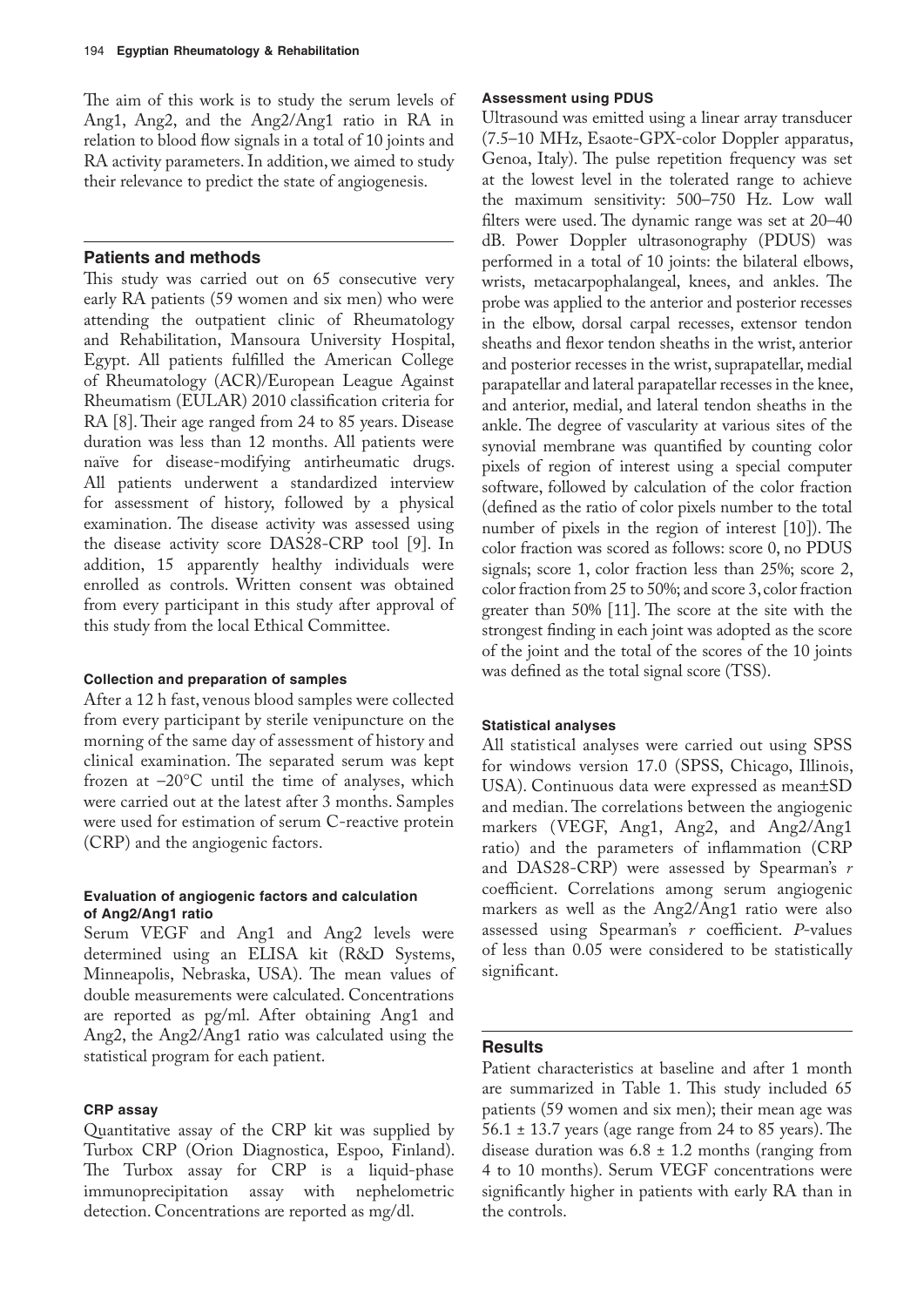The aim of this work is to study the serum levels of Ang1, Ang2, and the Ang2/Ang1 ratio in RA in relation to blood flow signals in a total of 10 joints and RA activity parameters. In addition, we aimed to study their relevance to predict the state of angiogenesis.

## Patients and methods

This study was carried out on 65 consecutive very early RA patients (59 women and six men) who were attending the outpatient clinic of Rheumatology and Rehabilitation, Mansoura University Hospital, Egypt. All patients fulfilled the American College of Rheumatology (ACR)/European League Against Rheumatism (EULAR) 2010 classification criteria for RA [8]. Their age ranged from 24 to 85 years. Disease duration was less than 12 months. All patients were naïve for disease-modifying antirheumatic drugs. All patients underwent a standardized interview for assessment of history, followed by a physical examination. The disease activity was assessed using the disease activity score DAS28-CRP tool [9]. In addition, 15 apparently healthy individuals were enrolled as controls. Written consent was obtained from every participant in this study after approval of this study from the local Ethical Committee.

### Collection and preparation of samples

After a 12 h fast, venous blood samples were collected from every participant by sterile venipuncture on the morning of the same day of assessment of history and clinical examination. The separated serum was kept frozen at −20°C until the time of analyses, which were carried out at the latest after 3 months. Samples were used for estimation of serum C-reactive protein (CRP) and the angiogenic factors.

### Evaluation of angiogenic factors and calculation of Ang2/Ang1 ratio

Serum VEGF and Ang1 and Ang2 levels were determined using an ELISA kit (R&D Systems, Minneapolis, Nebraska, USA). The mean values of double measurements were calculated. Concentrations are reported as pg/ml. After obtaining Ang1 and Ang2, the Ang2/Ang1 ratio was calculated using the statistical program for each patient.

### CRP assay

Quantitative assay of the CRP kit was supplied by Turbox CRP (Orion Diagnostica, Espoo, Finland). The Turbox assay for CRP is a liquid-phase immunoprecipitation assay with nephelometric detection. Concentrations are reported as mg/dl.

### Assessment using PDUS

Ultrasound was emitted using a linear array transducer (7.5–10 MHz, Esaote-GPX-color Doppler apparatus, Genoa, Italy). The pulse repetition frequency was set at the lowest level in the tolerated range to achieve the maximum sensitivity: 500–750 Hz. Low wall filters were used. The dynamic range was set at 20–40 dB. Power Doppler ultrasonography (PDUS) was performed in a total of 10 joints: the bilateral elbows, wrists, metacarpophalangeal, knees, and ankles. The probe was applied to the anterior and posterior recesses in the elbow, dorsal carpal recesses, extensor tendon sheaths and flexor tendon sheaths in the wrist, anterior and posterior recesses in the wrist, suprapatellar, medial parapatellar and lateral parapatellar recesses in the knee, and anterior, medial, and lateral tendon sheaths in the ankle. The degree of vascularity at various sites of the synovial membrane was quantified by counting color pixels of region of interest using a special computer software, followed by calculation of the color fraction (defined as the ratio of color pixels number to the total number of pixels in the region of interest [10]). The color fraction was scored as follows: score 0, no PDUS signals; score 1, color fraction less than 25%; score 2, color fraction from 25 to 50%; and score 3, color fraction greater than 50% [11]. The score at the site with the strongest finding in each joint was adopted as the score of the joint and the total of the scores of the 10 joints was defined as the total signal score (TSS).

### Statistical analyses

All statistical analyses were carried out using SPSS for windows version 17.0 (SPSS, Chicago, Illinois, USA). Continuous data were expressed as mean±SD and median. The correlations between the angiogenic markers (VEGF, Ang1, Ang2, and Ang2/Ang1 ratio) and the parameters of inflammation (CRP and DAS28-CRP) were assessed by Spearman's $r$ coefficient. Correlations among serum angiogenic markers as well as the Ang2/Ang1 ratio were also assessed using Spearman's $r$ coefficient. $P$-values of less than 0.05 were considered to be statistically significant.

## Results

Patient characteristics at baseline and after 1 month are summarized in Table 1. This study included 65 patients (59 women and six men); their mean age was 56.1 ± 13.7 years (age range from 24 to 85 years). The disease duration was 6.8 ± 1.2 months (ranging from 4 to 10 months). Serum VEGF concentrations were significantly higher in patients with early RA than in the controls.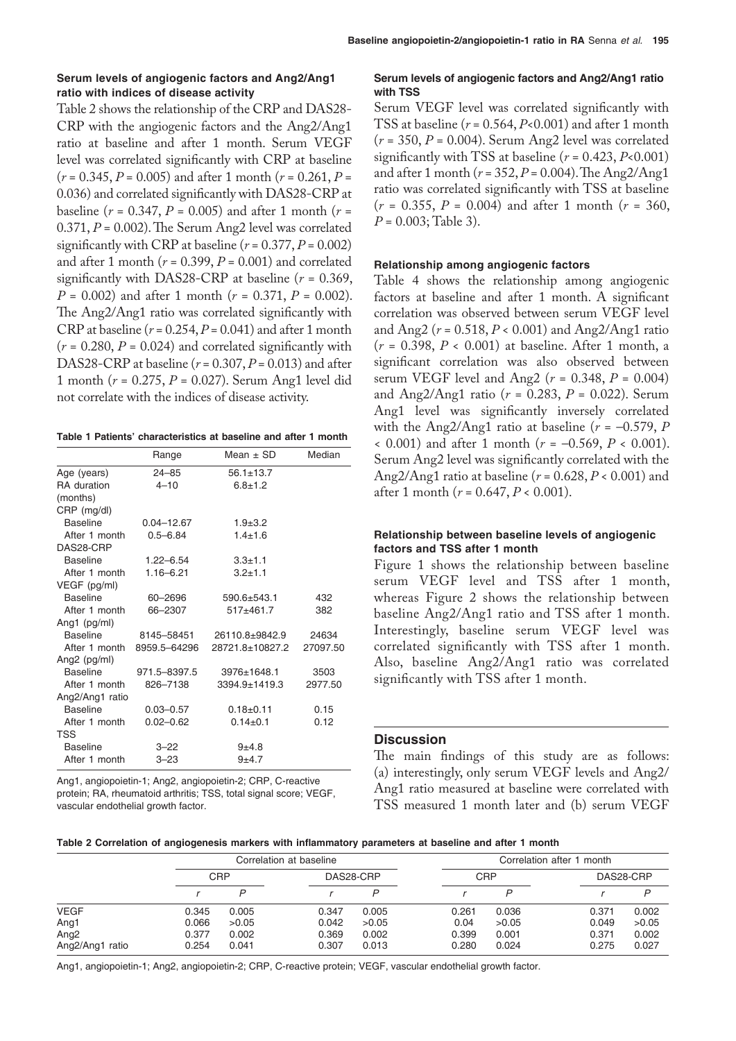### Serum levels of angiogenic factors and Ang2/Ang1 ratio with indices of disease activity

Table 2 shows the relationship of the CRP and DAS28-CRP with the angiogenic factors and the Ang2/Ang1 ratio at baseline and after 1 month. Serum VEGF level was correlated significantly with CRP at baseline ($r$ = 0.345, $P$ = 0.005) and after 1 month ($r$ = 0.261, $P$ = 0.036) and correlated significantly with DAS28-CRP at baseline ($r$ = 0.347, $P$ = 0.005) and after 1 month ($r$ = 0.371, $P$ = 0.002). The Serum Ang2 level was correlated significantly with CRP at baseline ($r$ = 0.377, $P$ = 0.002) and after 1 month ($r$ = 0.399, $P$ = 0.001) and correlated significantly with DAS28-CRP at baseline ($r$ = 0.369, $P$ = 0.002) and after 1 month ($r$ = 0.371, $P$ = 0.002). The Ang2/Ang1 ratio was correlated significantly with CRP at baseline ($r$ = 0.254, $P$ = 0.041) and after 1 month ($r$ = 0.280, $P$ = 0.024) and correlated significantly with DAS28-CRP at baseline ($r$ = 0.307, $P$ = 0.013) and after 1 month ($r$ = 0.275, $P$ = 0.027). Serum Ang1 level did not correlate with the indices of disease activity.

**Table 1 Patients' characteristics at baseline and after 1 month**

| | Range | Mean ± SD | Median |
|---|---|---|---|
| Age (years) | 24–85 | 56.1±13.7 | |
| RA duration (months) | 4–10 | 6.8±1.2 | |
| CRP (mg/dl) | | | |
| Baseline | 0.04–12.67 | 1.9±3.2 | |
| After 1 month | 0.5–6.84 | 1.4±1.6 | |
| DAS28-CRP | | | |
| Baseline | 1.22–6.54 | 3.3±1.1 | |
| After 1 month | 1.16–6.21 | 3.2±1.1 | |
| VEGF (pg/ml) | | | |
| Baseline | 60–2696 | 590.6±543.1 | 432 |
| After 1 month | 66–2307 | 517±461.7 | 382 |
| Ang1 (pg/ml) | | | |
| Baseline | 8145–58451 | 26110.8±9842.9 | 24634 |
| After 1 month | 8959.5–64296 | 28721.8±10827.2 | 27097.50 |
| Ang2 (pg/ml) | | | |
| Baseline | 971.5–8397.5 | 3976±1648.1 | 3503 |
| After 1 month | 826–7138 | 3394.9±1419.3 | 2977.50 |
| Ang2/Ang1 ratio | | | |
| Baseline | 0.03–0.57 | 0.18±0.11 | 0.15 |
| After 1 month | 0.02–0.62 | 0.14±0.1 | 0.12 |
| TSS | | | |
| Baseline | 3–22 | 9±4.8 | |
| After 1 month | 3–23 | 9±4.7 | |

Ang1, angiopoietin-1; Ang2, angiopoietin-2; CRP, C-reactive protein; RA, rheumatoid arthritis; TSS, total signal score; VEGF, vascular endothelial growth factor.

### Serum levels of angiogenic factors and Ang2/Ang1 ratio with TSS

Serum VEGF level was correlated significantly with TSS at baseline ($r$ = 0.564, $P$<0.001) and after 1 month ($r$ = 350, $P$ = 0.004). Serum Ang2 level was correlated significantly with TSS at baseline ($r$ = 0.423, $P$<0.001) and after 1 month ($r$ = 352, $P$ = 0.004). The Ang2/Ang1 ratio was correlated significantly with TSS at baseline ($r$ = 0.355, $P$ = 0.004) and after 1 month ($r$ = 360, $P$ = 0.003; Table 3).

### Relationship among angiogenic factors

Table 4 shows the relationship among angiogenic factors at baseline and after 1 month. A significant correlation was observed between serum VEGF level and Ang2 ($r$ = 0.518, $P$ < 0.001) and Ang2/Ang1 ratio ($r$ = 0.398, $P$ < 0.001) at baseline. After 1 month, a significant correlation was also observed between serum VEGF level and Ang2 ($r$ = 0.348, $P$ = 0.004) and Ang2/Ang1 ratio ($r$ = 0.283, $P$ = 0.022). Serum Ang1 level was significantly inversely correlated with the Ang2/Ang1 ratio at baseline ($r$ = −0.579, $P$ < 0.001) and after 1 month ($r$ = −0.569, $P$ < 0.001). Serum Ang2 level was significantly correlated with the Ang2/Ang1 ratio at baseline ($r$ = 0.628, $P$ < 0.001) and after 1 month ($r$ = 0.647, $P$ < 0.001).

### Relationship between baseline levels of angiogenic factors and TSS after 1 month

Figure 1 shows the relationship between baseline serum VEGF level and TSS after 1 month, whereas Figure 2 shows the relationship between baseline Ang2/Ang1 ratio and TSS after 1 month. Interestingly, baseline serum VEGF level was correlated significantly with TSS after 1 month. Also, baseline Ang2/Ang1 ratio was correlated significantly with TSS after 1 month.

## Discussion

The main findings of this study are as follows: (a) interestingly, only serum VEGF levels and Ang2/Ang1 ratio measured at baseline were correlated with TSS measured 1 month later and (b) serum VEGF

**Table 2 Correlation of angiogenesis markers with inflammatory parameters at baseline and after 1 month**

| | Correlation at baseline | | | | Correlation after 1 month | | | |
|---|---|---|---|---|---|---|---|---|
| | CRP | | DAS28-CRP | | CRP | | DAS28-CRP | |
| | $r$ | $P$ | $r$ | $P$ | $r$ | $P$ | $r$ | $P$ |
| VEGF | 0.345 | 0.005 | 0.347 | 0.005 | 0.261 | 0.036 | 0.371 | 0.002 |
| Ang1 | 0.066 | >0.05 | 0.042 | >0.05 | 0.04 | >0.05 | 0.049 | >0.05 |
| Ang2 | 0.377 | 0.002 | 0.369 | 0.002 | 0.399 | 0.001 | 0.371 | 0.002 |
| Ang2/Ang1 ratio | 0.254 | 0.041 | 0.307 | 0.013 | 0.280 | 0.024 | 0.275 | 0.027 |

Ang1, angiopoietin-1; Ang2, angiopoietin-2; CRP, C-reactive protein; VEGF, vascular endothelial growth factor.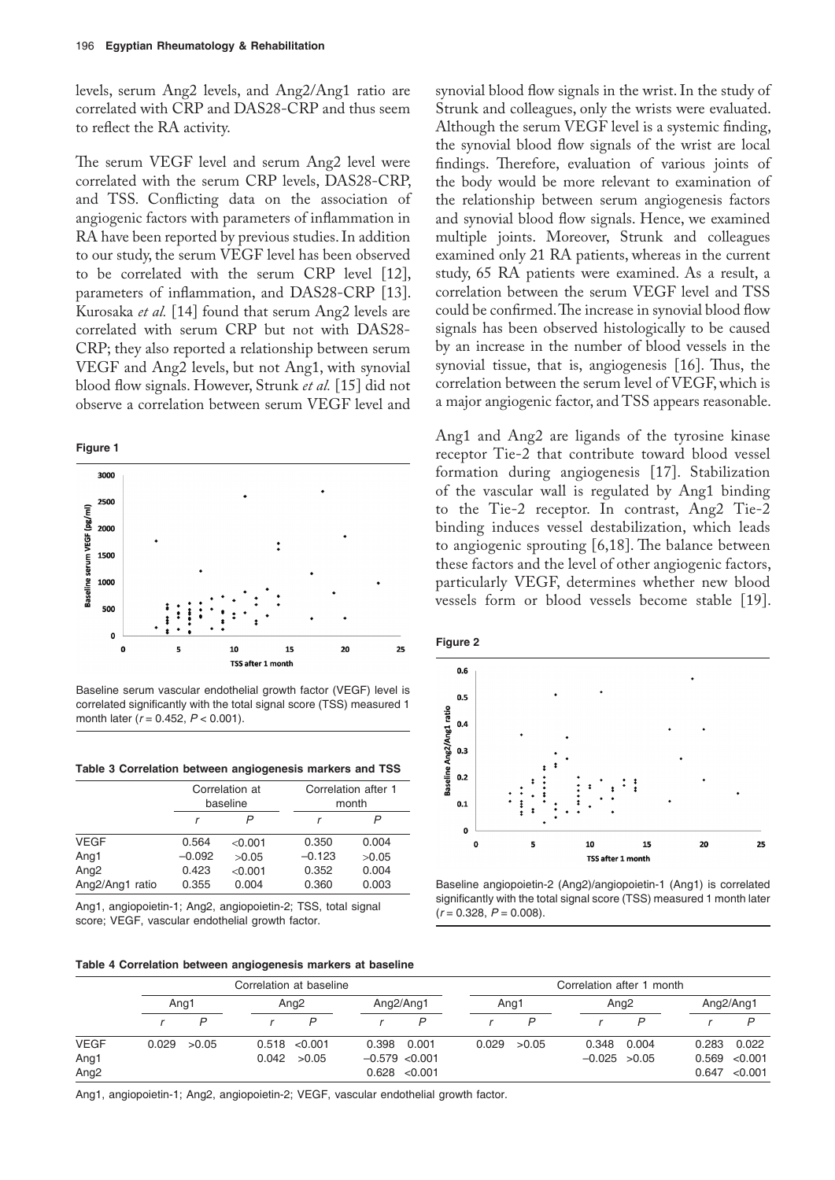levels, serum Ang2 levels, and Ang2/Ang1 ratio are correlated with CRP and DAS28-CRP and thus seem to reflect the RA activity.

The serum VEGF level and serum Ang2 level were correlated with the serum CRP levels, DAS28-CRP, and TSS. Conflicting data on the association of angiogenic factors with parameters of inflammation in RA have been reported by previous studies. In addition to our study, the serum VEGF level has been observed to be correlated with the serum CRP level [12], parameters of inflammation, and DAS28-CRP [13]. Kurosaka *et al.* [14] found that serum Ang2 levels are correlated with serum CRP but not with DAS28-CRP; they also reported a relationship between serum VEGF and Ang2 levels, but not Ang1, with synovial blood flow signals. However, Strunk *et al.* [15] did not observe a correlation between serum VEGF level and synovial blood flow signals in the wrist. In the study of Strunk and colleagues, only the wrists were evaluated. Although the serum VEGF level is a systemic finding, the synovial blood flow signals of the wrist are local findings. Therefore, evaluation of various joints of the body would be more relevant to examination of the relationship between serum angiogenesis factors and synovial blood flow signals. Hence, we examined multiple joints. Moreover, Strunk and colleagues examined only 21 RA patients, whereas in the current study, 65 RA patients were examined. As a result, a correlation between the serum VEGF level and TSS could be confirmed. The increase in synovial blood flow signals has been observed histologically to be caused by an increase in the number of blood vessels in the synovial tissue, that is, angiogenesis [16]. Thus, the correlation between the serum level of VEGF, which is a major angiogenic factor, and TSS appears reasonable.

**Figure 1**

Baseline serum vascular endothelial growth factor (VEGF) level is correlated significantly with the total signal score (TSS) measured 1 month later ($r = 0.452$, $P < 0.001$).

**Table 3 Correlation between angiogenesis markers and TSS**

| | Correlation at baseline | | Correlation after 1 month | |
|---|---|---|---|---|
| | *r* | *P* | *r* | *P* |
| VEGF | 0.564 | <0.001 | 0.350 | 0.004 |
| Ang1 | –0.092 | >0.05 | –0.123 | >0.05 |
| Ang2 | 0.423 | <0.001 | 0.352 | 0.004 |
| Ang2/Ang1 ratio | 0.355 | 0.004 | 0.360 | 0.003 |

Ang1, angiopoietin-1; Ang2, angiopoietin-2; TSS, total signal score; VEGF, vascular endothelial growth factor.

Ang1 and Ang2 are ligands of the tyrosine kinase receptor Tie-2 that contribute toward blood vessel formation during angiogenesis [17]. Stabilization of the vascular wall is regulated by Ang1 binding to the Tie-2 receptor. In contrast, Ang2 Tie-2 binding induces vessel destabilization, which leads to angiogenic sprouting [6,18]. The balance between these factors and the level of other angiogenic factors, particularly VEGF, determines whether new blood vessels form or blood vessels become stable [19].

**Figure 2**

Baseline angiopoietin-2 (Ang2)/angiopoietin-1 (Ang1) is correlated significantly with the total signal score (TSS) measured 1 month later ($r = 0.328$, $P = 0.008$).

**Table 4 Correlation between angiogenesis markers at baseline**

| | Correlation at baseline | | | | | | Correlation after 1 month | | | | | |
|---|---|---|---|---|---|---|---|---|---|---|---|---|
| | Ang1 | | Ang2 | | Ang2/Ang1 | | Ang1 | | Ang2 | | Ang2/Ang1 | |
| | *r* | *P* | *r* | *P* | *r* | *P* | *r* | *P* | *r* | *P* | *r* | *P* |
| VEGF | 0.029 | >0.05 | 0.518 | <0.001 | 0.398 | 0.001 | 0.029 | >0.05 | 0.348 | 0.004 | 0.283 | 0.022 |
| Ang1 | | | 0.042 | >0.05 | –0.579 | <0.001 | | | –0.025 | >0.05 | 0.569 | <0.001 |
| Ang2 | | | | | 0.628 | <0.001 | | | | | 0.647 | <0.001 |

Ang1, angiopoietin-1; Ang2, angiopoietin-2; VEGF, vascular endothelial growth factor.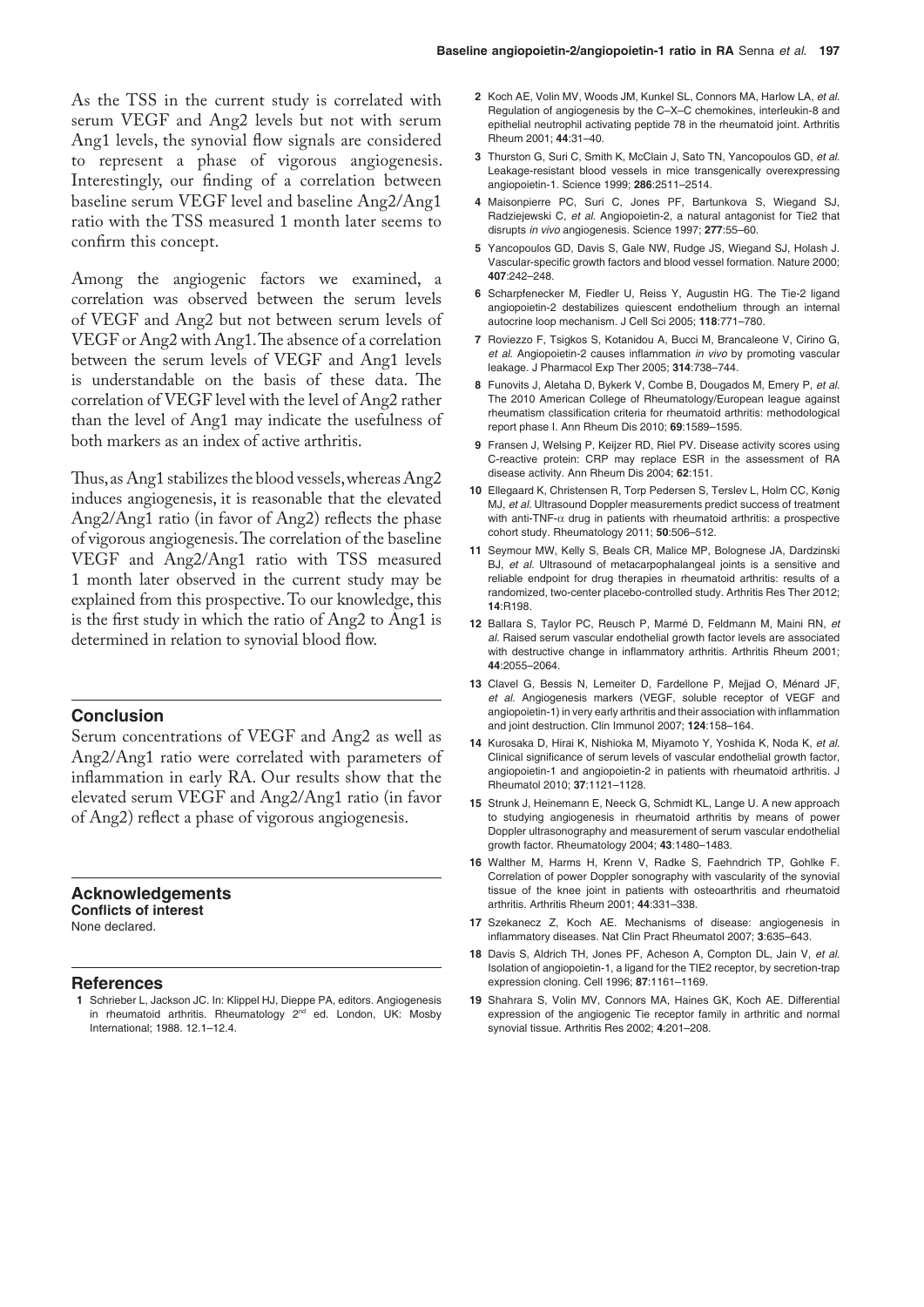As the TSS in the current study is correlated with serum VEGF and Ang2 levels but not with serum Ang1 levels, the synovial flow signals are considered to represent a phase of vigorous angiogenesis. Interestingly, our finding of a correlation between baseline serum VEGF level and baseline Ang2/Ang1 ratio with the TSS measured 1 month later seems to confirm this concept.

Among the angiogenic factors we examined, a correlation was observed between the serum levels of VEGF and Ang2 but not between serum levels of VEGF or Ang2 with Ang1. The absence of a correlation between the serum levels of VEGF and Ang1 levels is understandable on the basis of these data. The correlation of VEGF level with the level of Ang2 rather than the level of Ang1 may indicate the usefulness of both markers as an index of active arthritis.

Thus, as Ang1 stabilizes the blood vessels, whereas Ang2 induces angiogenesis, it is reasonable that the elevated Ang2/Ang1 ratio (in favor of Ang2) reflects the phase of vigorous angiogenesis. The correlation of the baseline VEGF and Ang2/Ang1 ratio with TSS measured 1 month later observed in the current study may be explained from this prospective. To our knowledge, this is the first study in which the ratio of Ang2 to Ang1 is determined in relation to synovial blood flow.

## Conclusion

Serum concentrations of VEGF and Ang2 as well as Ang2/Ang1 ratio were correlated with parameters of inflammation in early RA. Our results show that the elevated serum VEGF and Ang2/Ang1 ratio (in favor of Ang2) reflect a phase of vigorous angiogenesis.

## Acknowledgements

**Conflicts of interest**

None declared.

## References

1 Schrieber L, Jackson JC. In: Klippel HJ, Dieppe PA, editors. Angiogenesis in rheumatoid arthritis. Rheumatology 2nd ed. London, UK: Mosby International; 1988. 12.1–12.4.

2 Koch AE, Volin MV, Woods JM, Kunkel SL, Connors MA, Harlow LA, *et al.* Regulation of angiogenesis by the C–X–C chemokines, interleukin-8 and epithelial neutrophil activating peptide 78 in the rheumatoid joint. Arthritis Rheum 2001; **44**:31–40.

3 Thurston G, Suri C, Smith K, McClain J, Sato TN, Yancopoulos GD, *et al.* Leakage-resistant blood vessels in mice transgenically overexpressing angiopoietin-1. Science 1999; **286**:2511–2514.

4 Maisonpierre PC, Suri C, Jones PF, Bartunkova S, Wiegand SJ, Radziejewski C, *et al.* Angiopoietin-2, a natural antagonist for Tie2 that disrupts *in vivo* angiogenesis. Science 1997; **277**:55–60.

5 Yancopoulos GD, Davis S, Gale NW, Rudge JS, Wiegand SJ, Holash J. Vascular-specific growth factors and blood vessel formation. Nature 2000; **407**:242–248.

6 Scharpfenecker M, Fiedler U, Reiss Y, Augustin HG. The Tie-2 ligand angiopoietin-2 destabilizes quiescent endothelium through an internal autocrine loop mechanism. J Cell Sci 2005; **118**:771–780.

7 Roviezzo F, Tsigkos S, Kotanidou A, Bucci M, Brancaleone V, Cirino G, *et al.* Angiopoietin-2 causes inflammation *in vivo* by promoting vascular leakage. J Pharmacol Exp Ther 2005; **314**:738–744.

8 Funovits J, Aletaha D, Bykerk V, Combe B, Dougados M, Emery P, *et al.* The 2010 American College of Rheumatology/European league against rheumatism classification criteria for rheumatoid arthritis: methodological report phase I. Ann Rheum Dis 2010; **69**:1589–1595.

9 Fransen J, Welsing P, Keijzer RD, Riel PV. Disease activity scores using C-reactive protein: CRP may replace ESR in the assessment of RA disease activity. Ann Rheum Dis 2004; **62**:151.

10 Ellegaard K, Christensen R, Torp Pedersen S, Terslev L, Holm CC, Kønig MJ, *et al.* Ultrasound Doppler measurements predict success of treatment with anti-TNF-α drug in patients with rheumatoid arthritis: a prospective cohort study. Rheumatology 2011; **50**:506–512.

11 Seymour MW, Kelly S, Beals CR, Malice MP, Bolognese JA, Dardzinski BJ, *et al.* Ultrasound of metacarpophalangeal joints is a sensitive and reliable endpoint for drug therapies in rheumatoid arthritis: results of a randomized, two-center placebo-controlled study. Arthritis Res Ther 2012; **14**:R198.

12 Ballara S, Taylor PC, Reusch P, Marmé D, Feldmann M, Maini RN, *et al.* Raised serum vascular endothelial growth factor levels are associated with destructive change in inflammatory arthritis. Arthritis Rheum 2001; **44**:2055–2064.

13 Clavel G, Bessis N, Lemeiter D, Fardellone P, Mejjad O, Ménard JF, *et al.* Angiogenesis markers (VEGF, soluble receptor of VEGF and angiopoietin-1) in very early arthritis and their association with inflammation and joint destruction. Clin Immunol 2007; **124**:158–164.

14 Kurosaka D, Hirai K, Nishioka M, Miyamoto Y, Yoshida K, Noda K, *et al.* Clinical significance of serum levels of vascular endothelial growth factor, angiopoietin-1 and angiopoietin-2 in patients with rheumatoid arthritis. J Rheumatol 2010; **37**:1121–1128.

15 Strunk J, Heinemann E, Neeck G, Schmidt KL, Lange U. A new approach to studying angiogenesis in rheumatoid arthritis by means of power Doppler ultrasonography and measurement of serum vascular endothelial growth factor. Rheumatology 2004; **43**:1480–1483.

16 Walther M, Harms H, Krenn V, Radke S, Faehndrich TP, Gohlke F. Correlation of power Doppler sonography with vascularity of the synovial tissue of the knee joint in patients with osteoarthritis and rheumatoid arthritis. Arthritis Rheum 2001; **44**:331–338.

17 Szekanecz Z, Koch AE. Mechanisms of disease: angiogenesis in inflammatory diseases. Nat Clin Pract Rheumatol 2007; **3**:635–643.

18 Davis S, Aldrich TH, Jones PF, Acheson A, Compton DL, Jain V, *et al.* Isolation of angiopoietin-1, a ligand for the TIE2 receptor, by secretion-trap expression cloning. Cell 1996; **87**:1161–1169.

19 Shahrara S, Volin MV, Connors MA, Haines GK, Koch AE. Differential expression of the angiogenic Tie receptor family in arthritic and normal synovial tissue. Arthritis Res 2002; **4**:201–208.